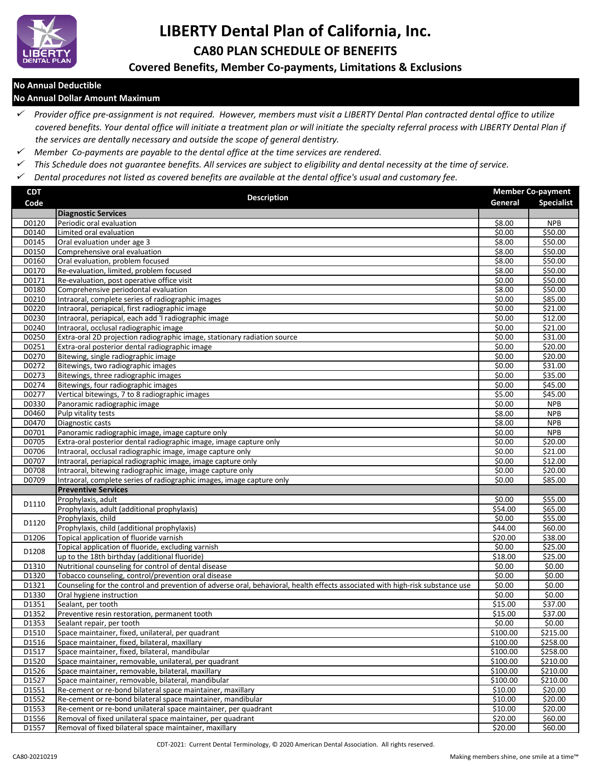# LIBERTY Dental Plan of California, Inc.

## CA80 PLAN SCHEDULE OF BENEFITS

### Covered Benefits, Member Co-payments, Limitations & Exclusions

**No Annual Deductible**
**No Annual Dollar Amount Maximum**

- ✓ *Provider office pre-assignment is not required. However, members must visit a LIBERTY Dental Plan contracted dental office to utilize covered benefits. Your dental office will initiate a treatment plan or will initiate the specialty referral process with LIBERTY Dental Plan if the services are dentally necessary and outside the scope of general dentistry.*
- ✓ *Member Co-payments are payable to the dental office at the time services are rendered.*
- ✓ *This Schedule does not guarantee benefits. All services are subject to eligibility and dental necessity at the time of service.*
- ✓ *Dental procedures not listed as covered benefits are available at the dental office's usual and customary fee.*

| CDT Code | Description | Member Co-payment General | Member Co-payment Specialist |
|---|---|---|---|
| | **Diagnostic Services** | | |
| D0120 | Periodic oral evaluation | $8.00 | NPB |
| D0140 | Limited oral evaluation | $0.00 | $50.00 |
| D0145 | Oral evaluation under age 3 | $8.00 | $50.00 |
| D0150 | Comprehensive oral evaluation | $8.00 | $50.00 |
| D0160 | Oral evaluation, problem focused | $8.00 | $50.00 |
| D0170 | Re-evaluation, limited, problem focused | $8.00 | $50.00 |
| D0171 | Re-evaluation, post operative office visit | $0.00 | $50.00 |
| D0180 | Comprehensive periodontal evaluation | $8.00 | $50.00 |
| D0210 | Intraoral, complete series of radiographic images | $0.00 | $85.00 |
| D0220 | Intraoral, periapical, first radiographic image | $0.00 | $21.00 |
| D0230 | Intraoral, periapical, each add 'l radiographic image | $0.00 | $12.00 |
| D0240 | Intraoral, occlusal radiographic image | $0.00 | $21.00 |
| D0250 | Extra-oral 2D projection radiographic image, stationary radiation source | $0.00 | $31.00 |
| D0251 | Extra-oral posterior dental radiographic image | $0.00 | $20.00 |
| D0270 | Bitewing, single radiographic image | $0.00 | $20.00 |
| D0272 | Bitewings, two radiographic images | $0.00 | $31.00 |
| D0273 | Bitewings, three radiographic images | $0.00 | $35.00 |
| D0274 | Bitewings, four radiographic images | $0.00 | $45.00 |
| D0277 | Vertical bitewings, 7 to 8 radiographic images | $5.00 | $45.00 |
| D0330 | Panoramic radiographic image | $0.00 | NPB |
| D0460 | Pulp vitality tests | $8.00 | NPB |
| D0470 | Diagnostic casts | $8.00 | NPB |
| D0701 | Panoramic radiographic image, image capture only | $0.00 | NPB |
| D0705 | Extra-oral posterior dental radiographic image, image capture only | $0.00 | $20.00 |
| D0706 | Intraoral, occlusal radiographic image, image capture only | $0.00 | $21.00 |
| D0707 | Intraoral, periapical radiographic image, image capture only | $0.00 | $12.00 |
| D0708 | Intraoral, bitewing radiographic image, image capture only | $0.00 | $20.00 |
| D0709 | Intraoral, complete series of radiographic images, image capture only | $0.00 | $85.00 |
| | **Preventive Services** | | |
| D1110 | Prophylaxis, adult | $0.00 | $55.00 |
| | Prophylaxis, adult (additional prophylaxis) | $54.00 | $65.00 |
| D1120 | Prophylaxis, child | $0.00 | $55.00 |
| | Prophylaxis, child (additional prophylaxis) | $44.00 | $60.00 |
| D1206 | Topical application of fluoride varnish | $20.00 | $38.00 |
| D1208 | Topical application of fluoride, excluding varnish | $0.00 | $25.00 |
| | up to the 18th birthday (additional fluoride) | $18.00 | $25.00 |
| D1310 | Nutritional counseling for control of dental disease | $0.00 | $0.00 |
| D1320 | Tobacco counseling, control/prevention oral disease | $0.00 | $0.00 |
| D1321 | Counseling for the control and prevention of adverse oral, behavioral, health effects associated with high-risk substance use | $0.00 | $0.00 |
| D1330 | Oral hygiene instruction | $0.00 | $0.00 |
| D1351 | Sealant, per tooth | $15.00 | $37.00 |
| D1352 | Preventive resin restoration, permanent tooth | $15.00 | $37.00 |
| D1353 | Sealant repair, per tooth | $0.00 | $0.00 |
| D1510 | Space maintainer, fixed, unilateral, per quadrant | $100.00 | $215.00 |
| D1516 | Space maintainer, fixed, bilateral, maxillary | $100.00 | $258.00 |
| D1517 | Space maintainer, fixed, bilateral, mandibular | $100.00 | $258.00 |
| D1520 | Space maintainer, removable, unilateral, per quadrant | $100.00 | $210.00 |
| D1526 | Space maintainer, removable, bilateral, maxillary | $100.00 | $210.00 |
| D1527 | Space maintainer, removable, bilateral, mandibular | $100.00 | $210.00 |
| D1551 | Re-cement or re-bond bilateral space maintainer, maxillary | $10.00 | $20.00 |
| D1552 | Re-cement or re-bond bilateral space maintainer, mandibular | $10.00 | $20.00 |
| D1553 | Re-cement or re-bond unilateral space maintainer, per quadrant | $10.00 | $20.00 |
| D1556 | Removal of fixed unilateral space maintainer, per quadrant | $20.00 | $60.00 |
| D1557 | Removal of fixed bilateral space maintainer, maxillary | $20.00 | $60.00 |

CDT-2021: Current Dental Terminology, © 2020 American Dental Association. All rights reserved.

CA80-20210219

Making members shine, one smile at a time™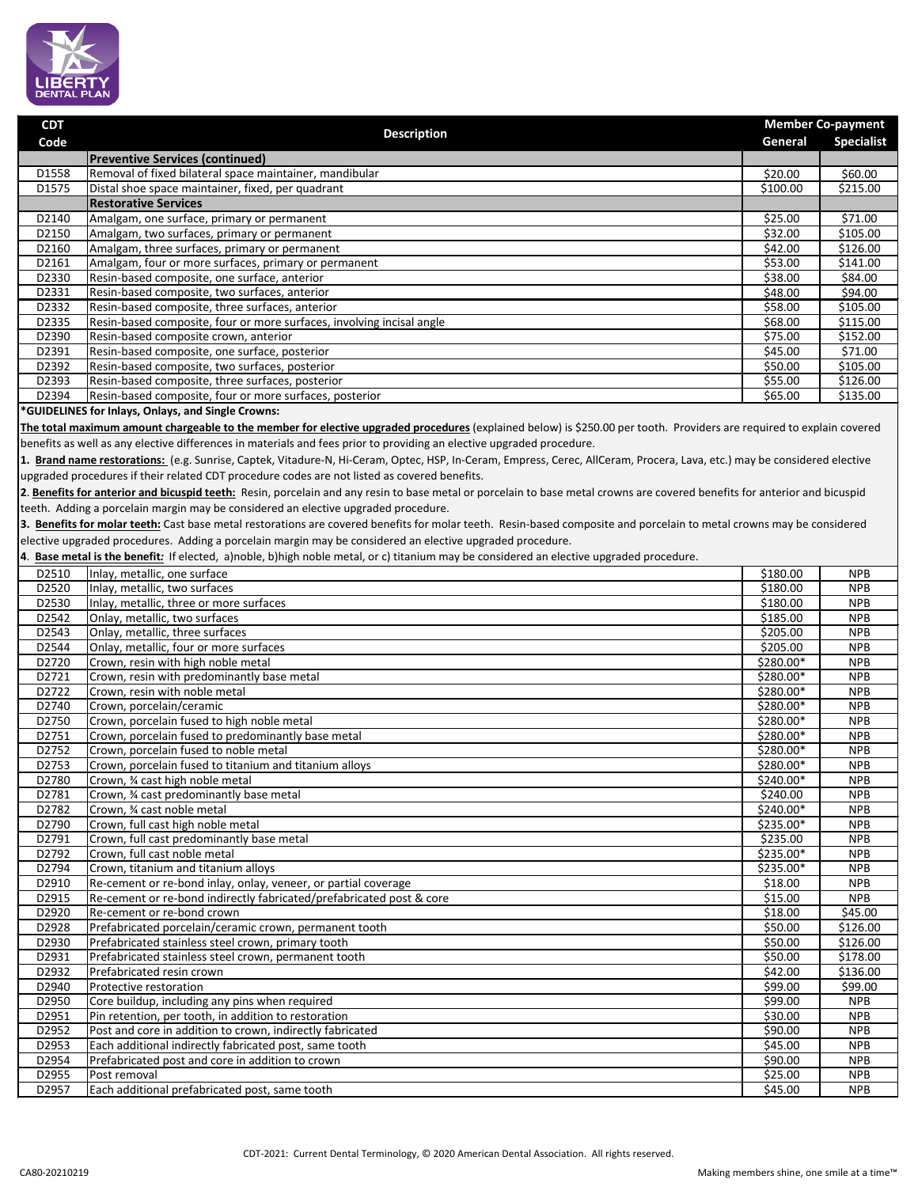| CDT Code | Description | Member Co-payment | |
|---|---|---|---|
| | | General | Specialist |
| | **Preventive Services (continued)** | | |
| D1558 | Removal of fixed bilateral space maintainer, mandibular | $20.00 | $60.00 |
| D1575 | Distal shoe space maintainer, fixed, per quadrant | $100.00 | $215.00 |
| | **Restorative Services** | | |
| D2140 | Amalgam, one surface, primary or permanent | $25.00 | $71.00 |
| D2150 | Amalgam, two surfaces, primary or permanent | $32.00 | $105.00 |
| D2160 | Amalgam, three surfaces, primary or permanent | $42.00 | $126.00 |
| D2161 | Amalgam, four or more surfaces, primary or permanent | $53.00 | $141.00 |
| D2330 | Resin-based composite, one surface, anterior | $38.00 | $84.00 |
| D2331 | Resin-based composite, two surfaces, anterior | $48.00 | $94.00 |
| D2332 | Resin-based composite, three surfaces, anterior | $58.00 | $105.00 |
| D2335 | Resin-based composite, four or more surfaces, involving incisal angle | $68.00 | $115.00 |
| D2390 | Resin-based composite crown, anterior | $75.00 | $152.00 |
| D2391 | Resin-based composite, one surface, posterior | $45.00 | $71.00 |
| D2392 | Resin-based composite, two surfaces, posterior | $50.00 | $105.00 |
| D2393 | Resin-based composite, three surfaces, posterior | $55.00 | $126.00 |
| D2394 | Resin-based composite, four or more surfaces, posterior | $65.00 | $135.00 |

**\*GUIDELINES for Inlays, Onlays, and Single Crowns:**

**The total maximum amount chargeable to the member for elective upgraded procedures** (explained below) is $250.00 per tooth. Providers are required to explain covered benefits as well as any elective differences in materials and fees prior to providing an elective upgraded procedure.

**1. Brand name restorations:** (e.g. Sunrise, Captek, Vitadure-N, Hi-Ceram, Optec, HSP, In-Ceram, Empress, Cerec, AllCeram, Procera, Lava, etc.) may be considered elective upgraded procedures if their related CDT procedure codes are not listed as covered benefits.

**2. Benefits for anterior and bicuspid teeth:** Resin, porcelain and any resin to base metal or porcelain to base metal crowns are covered benefits for anterior and bicuspid teeth. Adding a porcelain margin may be considered an elective upgraded procedure.

**3. Benefits for molar teeth:** Cast base metal restorations are covered benefits for molar teeth. Resin-based composite and porcelain to metal crowns may be considered elective upgraded procedures. Adding a porcelain margin may be considered an elective upgraded procedure.

**4. Base metal is the benefit:** If elected, a)noble, b)high noble metal, or c) titanium may be considered an elective upgraded procedure.

| CDT Code | Description | General | Specialist |
|---|---|---|---|
| D2510 | Inlay, metallic, one surface | $180.00 | NPB |
| D2520 | Inlay, metallic, two surfaces | $180.00 | NPB |
| D2530 | Inlay, metallic, three or more surfaces | $180.00 | NPB |
| D2542 | Onlay, metallic, two surfaces | $185.00 | NPB |
| D2543 | Onlay, metallic, three surfaces | $205.00 | NPB |
| D2544 | Onlay, metallic, four or more surfaces | $205.00 | NPB |
| D2720 | Crown, resin with high noble metal | $280.00* | NPB |
| D2721 | Crown, resin with predominantly base metal | $280.00* | NPB |
| D2722 | Crown, resin with noble metal | $280.00* | NPB |
| D2740 | Crown, porcelain/ceramic | $280.00* | NPB |
| D2750 | Crown, porcelain fused to high noble metal | $280.00* | NPB |
| D2751 | Crown, porcelain fused to predominantly base metal | $280.00* | NPB |
| D2752 | Crown, porcelain fused to noble metal | $280.00* | NPB |
| D2753 | Crown, porcelain fused to titanium and titanium alloys | $280.00* | NPB |
| D2780 | Crown, ¾ cast high noble metal | $240.00* | NPB |
| D2781 | Crown, ¾ cast predominantly base metal | $240.00 | NPB |
| D2782 | Crown, ¾ cast noble metal | $240.00* | NPB |
| D2790 | Crown, full cast high noble metal | $235.00* | NPB |
| D2791 | Crown, full cast predominantly base metal | $235.00 | NPB |
| D2792 | Crown, full cast noble metal | $235.00* | NPB |
| D2794 | Crown, titanium and titanium alloys | $235.00* | NPB |
| D2910 | Re-cement or re-bond inlay, onlay, veneer, or partial coverage | $18.00 | NPB |
| D2915 | Re-cement or re-bond indirectly fabricated/prefabricated post & core | $15.00 | NPB |
| D2920 | Re-cement or re-bond crown | $18.00 | $45.00 |
| D2928 | Prefabricated porcelain/ceramic crown, permanent tooth | $50.00 | $126.00 |
| D2930 | Prefabricated stainless steel crown, primary tooth | $50.00 | $126.00 |
| D2931 | Prefabricated stainless steel crown, permanent tooth | $50.00 | $178.00 |
| D2932 | Prefabricated resin crown | $42.00 | $136.00 |
| D2940 | Protective restoration | $99.00 | $99.00 |
| D2950 | Core buildup, including any pins when required | $99.00 | NPB |
| D2951 | Pin retention, per tooth, in addition to restoration | $30.00 | NPB |
| D2952 | Post and core in addition to crown, indirectly fabricated | $90.00 | NPB |
| D2953 | Each additional indirectly fabricated post, same tooth | $45.00 | NPB |
| D2954 | Prefabricated post and core in addition to crown | $90.00 | NPB |
| D2955 | Post removal | $25.00 | NPB |
| D2957 | Each additional prefabricated post, same tooth | $45.00 | NPB |

CDT-2021: Current Dental Terminology, © 2020 American Dental Association. All rights reserved.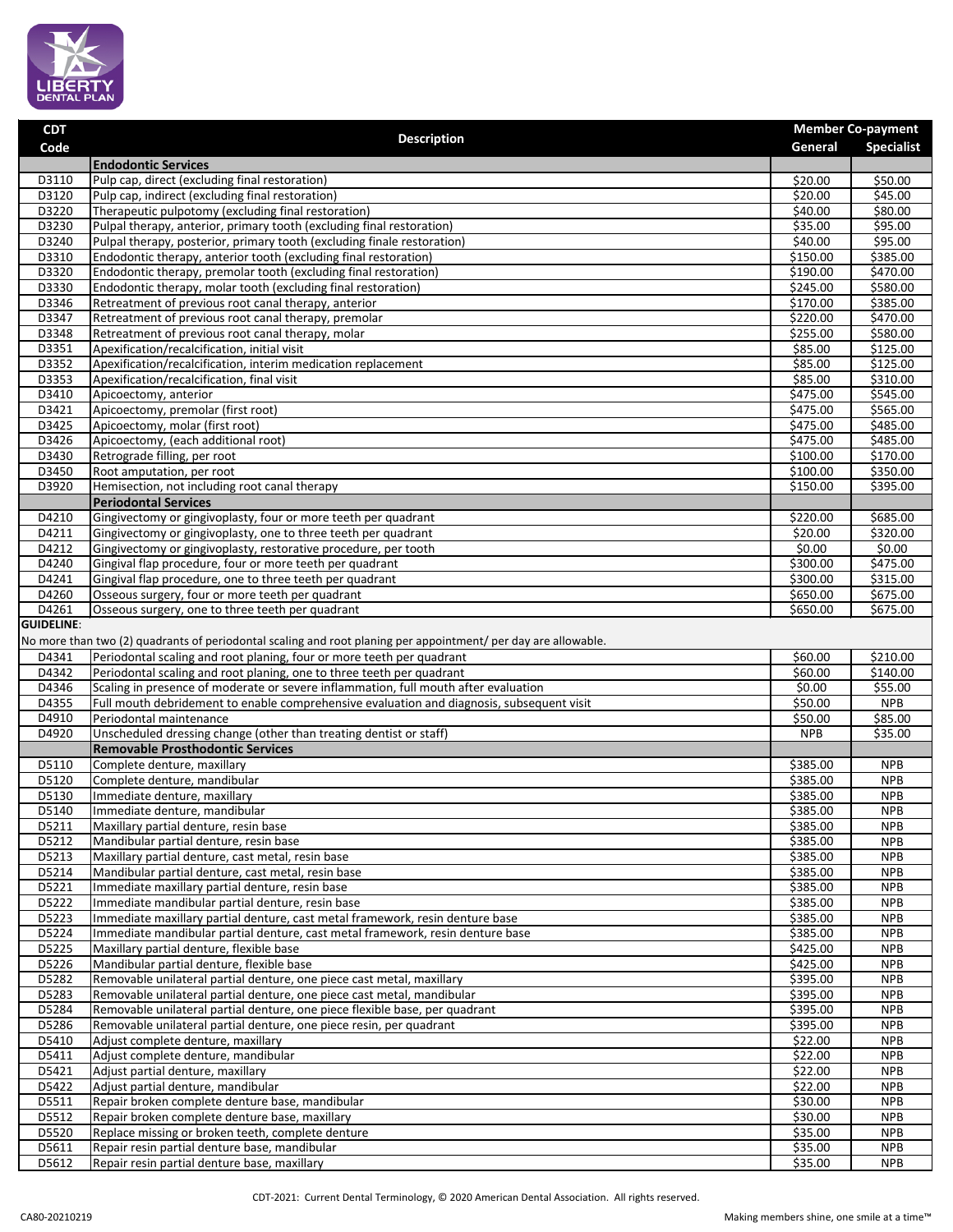| CDT Code | Description | Member Co-payment | |
|---|---|---|---|
| | | General | Specialist |
| | **Endodontic Services** | | |
| D3110 | Pulp cap, direct (excluding final restoration) | $20.00 | $50.00 |
| D3120 | Pulp cap, indirect (excluding final restoration) | $20.00 | $45.00 |
| D3220 | Therapeutic pulpotomy (excluding final restoration) | $40.00 | $80.00 |
| D3230 | Pulpal therapy, anterior, primary tooth (excluding final restoration) | $35.00 | $95.00 |
| D3240 | Pulpal therapy, posterior, primary tooth (excluding finale restoration) | $40.00 | $95.00 |
| D3310 | Endodontic therapy, anterior tooth (excluding final restoration) | $150.00 | $385.00 |
| D3320 | Endodontic therapy, premolar tooth (excluding final restoration) | $190.00 | $470.00 |
| D3330 | Endodontic therapy, molar tooth (excluding final restoration) | $245.00 | $580.00 |
| D3346 | Retreatment of previous root canal therapy, anterior | $170.00 | $385.00 |
| D3347 | Retreatment of previous root canal therapy, premolar | $220.00 | $470.00 |
| D3348 | Retreatment of previous root canal therapy, molar | $255.00 | $580.00 |
| D3351 | Apexification/recalcification, initial visit | $85.00 | $125.00 |
| D3352 | Apexification/recalcification, interim medication replacement | $85.00 | $125.00 |
| D3353 | Apexification/recalcification, final visit | $85.00 | $310.00 |
| D3410 | Apicoectomy, anterior | $475.00 | $545.00 |
| D3421 | Apicoectomy, premolar (first root) | $475.00 | $565.00 |
| D3425 | Apicoectomy, molar (first root) | $475.00 | $485.00 |
| D3426 | Apicoectomy, (each additional root) | $475.00 | $485.00 |
| D3430 | Retrograde filling, per root | $100.00 | $170.00 |
| D3450 | Root amputation, per root | $100.00 | $350.00 |
| D3920 | Hemisection, not including root canal therapy | $150.00 | $395.00 |
| | **Periodontal Services** | | |
| D4210 | Gingivectomy or gingivoplasty, four or more teeth per quadrant | $220.00 | $685.00 |
| D4211 | Gingivectomy or gingivoplasty, one to three teeth per quadrant | $20.00 | $320.00 |
| D4212 | Gingivectomy or gingivoplasty, restorative procedure, per tooth | $0.00 | $0.00 |
| D4240 | Gingival flap procedure, four or more teeth per quadrant | $300.00 | $475.00 |
| D4241 | Gingival flap procedure, one to three teeth per quadrant | $300.00 | $315.00 |
| D4260 | Osseous surgery, four or more teeth per quadrant | $650.00 | $675.00 |
| D4261 | Osseous surgery, one to three teeth per quadrant | $650.00 | $675.00 |
| **GUIDELINE**: No more than two (2) quadrants of periodontal scaling and root planing per appointment/ per day are allowable. | | | |
| D4341 | Periodontal scaling and root planing, four or more teeth per quadrant | $60.00 | $210.00 |
| D4342 | Periodontal scaling and root planing, one to three teeth per quadrant | $60.00 | $140.00 |
| D4346 | Scaling in presence of moderate or severe inflammation, full mouth after evaluation | $0.00 | $55.00 |
| D4355 | Full mouth debridement to enable comprehensive evaluation and diagnosis, subsequent visit | $50.00 | NPB |
| D4910 | Periodontal maintenance | $50.00 | $85.00 |
| D4920 | Unscheduled dressing change (other than treating dentist or staff) | NPB | $35.00 |
| | **Removable Prosthodontic Services** | | |
| D5110 | Complete denture, maxillary | $385.00 | NPB |
| D5120 | Complete denture, mandibular | $385.00 | NPB |
| D5130 | Immediate denture, maxillary | $385.00 | NPB |
| D5140 | Immediate denture, mandibular | $385.00 | NPB |
| D5211 | Maxillary partial denture, resin base | $385.00 | NPB |
| D5212 | Mandibular partial denture, resin base | $385.00 | NPB |
| D5213 | Maxillary partial denture, cast metal, resin base | $385.00 | NPB |
| D5214 | Mandibular partial denture, cast metal, resin base | $385.00 | NPB |
| D5221 | Immediate maxillary partial denture, resin base | $385.00 | NPB |
| D5222 | Immediate mandibular partial denture, resin base | $385.00 | NPB |
| D5223 | Immediate maxillary partial denture, cast metal framework, resin denture base | $385.00 | NPB |
| D5224 | Immediate mandibular partial denture, cast metal framework, resin denture base | $385.00 | NPB |
| D5225 | Maxillary partial denture, flexible base | $425.00 | NPB |
| D5226 | Mandibular partial denture, flexible base | $425.00 | NPB |
| D5282 | Removable unilateral partial denture, one piece cast metal, maxillary | $395.00 | NPB |
| D5283 | Removable unilateral partial denture, one piece cast metal, mandibular | $395.00 | NPB |
| D5284 | Removable unilateral partial denture, one piece flexible base, per quadrant | $395.00 | NPB |
| D5286 | Removable unilateral partial denture, one piece resin, per quadrant | $395.00 | NPB |
| D5410 | Adjust complete denture, maxillary | $22.00 | NPB |
| D5411 | Adjust complete denture, mandibular | $22.00 | NPB |
| D5421 | Adjust partial denture, maxillary | $22.00 | NPB |
| D5422 | Adjust partial denture, mandibular | $22.00 | NPB |
| D5511 | Repair broken complete denture base, mandibular | $30.00 | NPB |
| D5512 | Repair broken complete denture base, maxillary | $30.00 | NPB |
| D5520 | Replace missing or broken teeth, complete denture | $35.00 | NPB |
| D5611 | Repair resin partial denture base, mandibular | $35.00 | NPB |
| D5612 | Repair resin partial denture base, maxillary | $35.00 | NPB |

CDT-2021: Current Dental Terminology, © 2020 American Dental Association. All rights reserved.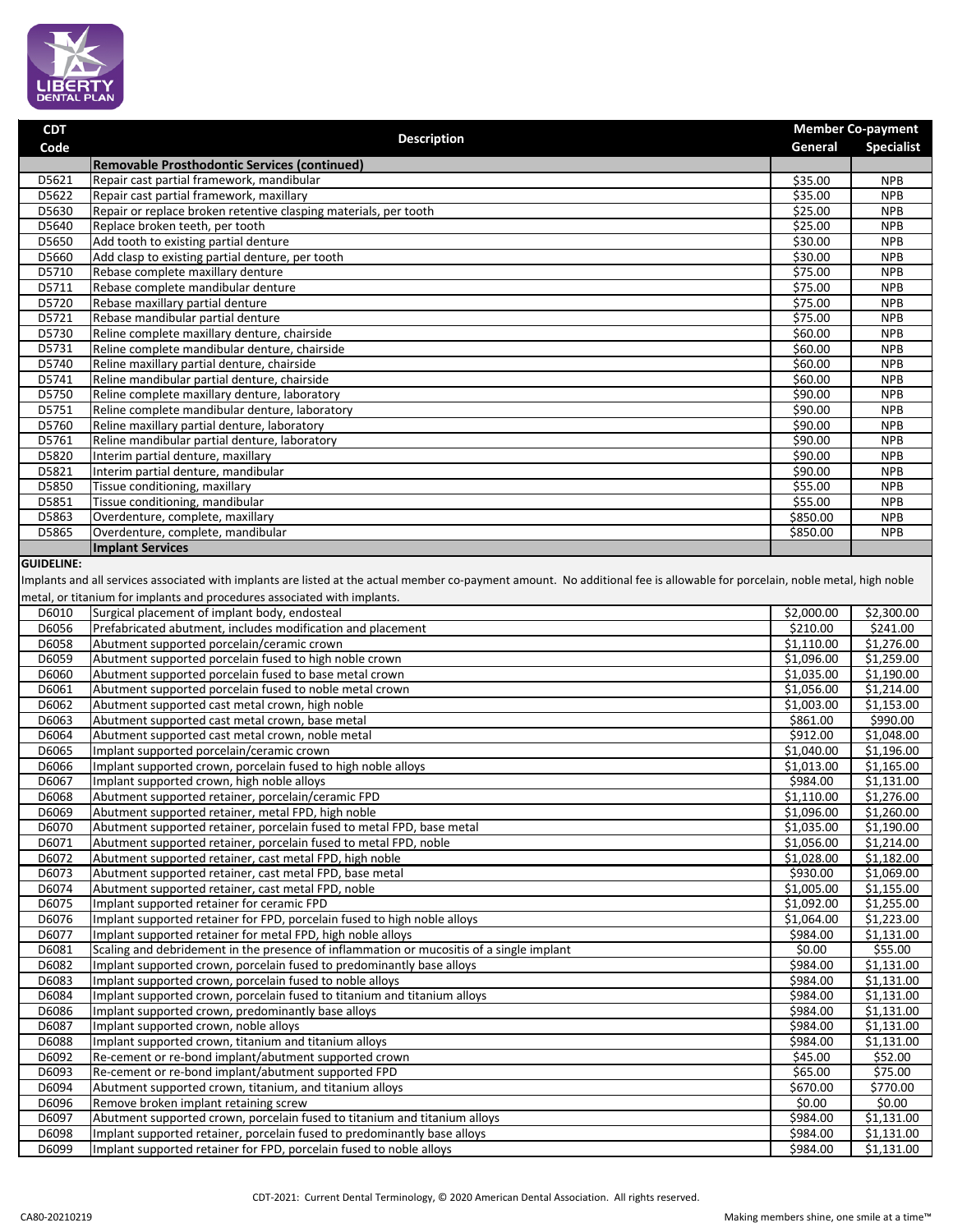| CDT Code | Description | Member Co-payment | |
|---|---|---|---|
| | | General | Specialist |
| | **Removable Prosthodontic Services (continued)** | | |
| D5621 | Repair cast partial framework, mandibular | $35.00 | NPB |
| D5622 | Repair cast partial framework, maxillary | $35.00 | NPB |
| D5630 | Repair or replace broken retentive clasping materials, per tooth | $25.00 | NPB |
| D5640 | Replace broken teeth, per tooth | $25.00 | NPB |
| D5650 | Add tooth to existing partial denture | $30.00 | NPB |
| D5660 | Add clasp to existing partial denture, per tooth | $30.00 | NPB |
| D5710 | Rebase complete maxillary denture | $75.00 | NPB |
| D5711 | Rebase complete mandibular denture | $75.00 | NPB |
| D5720 | Rebase maxillary partial denture | $75.00 | NPB |
| D5721 | Rebase mandibular partial denture | $75.00 | NPB |
| D5730 | Reline complete maxillary denture, chairside | $60.00 | NPB |
| D5731 | Reline complete mandibular denture, chairside | $60.00 | NPB |
| D5740 | Reline maxillary partial denture, chairside | $60.00 | NPB |
| D5741 | Reline mandibular partial denture, chairside | $60.00 | NPB |
| D5750 | Reline complete maxillary denture, laboratory | $90.00 | NPB |
| D5751 | Reline complete mandibular denture, laboratory | $90.00 | NPB |
| D5760 | Reline maxillary partial denture, laboratory | $90.00 | NPB |
| D5761 | Reline mandibular partial denture, laboratory | $90.00 | NPB |
| D5820 | Interim partial denture, maxillary | $90.00 | NPB |
| D5821 | Interim partial denture, mandibular | $90.00 | NPB |
| D5850 | Tissue conditioning, maxillary | $55.00 | NPB |
| D5851 | Tissue conditioning, mandibular | $55.00 | NPB |
| D5863 | Overdenture, complete, maxillary | $850.00 | NPB |
| D5865 | Overdenture, complete, mandibular | $850.00 | NPB |
| | **Implant Services** | | |

**GUIDELINE:**

Implants and all services associated with implants are listed at the actual member co-payment amount. No additional fee is allowable for porcelain, noble metal, high noble metal, or titanium for implants and procedures associated with implants.

| CDT Code | Description | General | Specialist |
|---|---|---|---|
| D6010 | Surgical placement of implant body, endosteal | $2,000.00 | $2,300.00 |
| D6056 | Prefabricated abutment, includes modification and placement | $210.00 | $241.00 |
| D6058 | Abutment supported porcelain/ceramic crown | $1,110.00 | $1,276.00 |
| D6059 | Abutment supported porcelain fused to high noble crown | $1,096.00 | $1,259.00 |
| D6060 | Abutment supported porcelain fused to base metal crown | $1,035.00 | $1,190.00 |
| D6061 | Abutment supported porcelain fused to noble metal crown | $1,056.00 | $1,214.00 |
| D6062 | Abutment supported cast metal crown, high noble | $1,003.00 | $1,153.00 |
| D6063 | Abutment supported cast metal crown, base metal | $861.00 | $990.00 |
| D6064 | Abutment supported cast metal crown, noble metal | $912.00 | $1,048.00 |
| D6065 | Implant supported porcelain/ceramic crown | $1,040.00 | $1,196.00 |
| D6066 | Implant supported crown, porcelain fused to high noble alloys | $1,013.00 | $1,165.00 |
| D6067 | Implant supported crown, high noble alloys | $984.00 | $1,131.00 |
| D6068 | Abutment supported retainer, porcelain/ceramic FPD | $1,110.00 | $1,276.00 |
| D6069 | Abutment supported retainer, metal FPD, high noble | $1,096.00 | $1,260.00 |
| D6070 | Abutment supported retainer, porcelain fused to metal FPD, base metal | $1,035.00 | $1,190.00 |
| D6071 | Abutment supported retainer, porcelain fused to metal FPD, noble | $1,056.00 | $1,214.00 |
| D6072 | Abutment supported retainer, cast metal FPD, high noble | $1,028.00 | $1,182.00 |
| D6073 | Abutment supported retainer, cast metal FPD, base metal | $930.00 | $1,069.00 |
| D6074 | Abutment supported retainer, cast metal FPD, noble | $1,005.00 | $1,155.00 |
| D6075 | Implant supported retainer for ceramic FPD | $1,092.00 | $1,255.00 |
| D6076 | Implant supported retainer for FPD, porcelain fused to high noble alloys | $1,064.00 | $1,223.00 |
| D6077 | Implant supported retainer for metal FPD, high noble alloys | $984.00 | $1,131.00 |
| D6081 | Scaling and debridement in the presence of inflammation or mucositis of a single implant | $0.00 | $55.00 |
| D6082 | Implant supported crown, porcelain fused to predominantly base alloys | $984.00 | $1,131.00 |
| D6083 | Implant supported crown, porcelain fused to noble alloys | $984.00 | $1,131.00 |
| D6084 | Implant supported crown, porcelain fused to titanium and titanium alloys | $984.00 | $1,131.00 |
| D6086 | Implant supported crown, predominantly base alloys | $984.00 | $1,131.00 |
| D6087 | Implant supported crown, noble alloys | $984.00 | $1,131.00 |
| D6088 | Implant supported crown, titanium and titanium alloys | $984.00 | $1,131.00 |
| D6092 | Re-cement or re-bond implant/abutment supported crown | $45.00 | $52.00 |
| D6093 | Re-cement or re-bond implant/abutment supported FPD | $65.00 | $75.00 |
| D6094 | Abutment supported crown, titanium, and titanium alloys | $670.00 | $770.00 |
| D6096 | Remove broken implant retaining screw | $0.00 | $0.00 |
| D6097 | Abutment supported crown, porcelain fused to titanium and titanium alloys | $984.00 | $1,131.00 |
| D6098 | Implant supported retainer, porcelain fused to predominantly base alloys | $984.00 | $1,131.00 |
| D6099 | Implant supported retainer for FPD, porcelain fused to noble alloys | $984.00 | $1,131.00 |

CDT-2021: Current Dental Terminology, © 2020 American Dental Association. All rights reserved.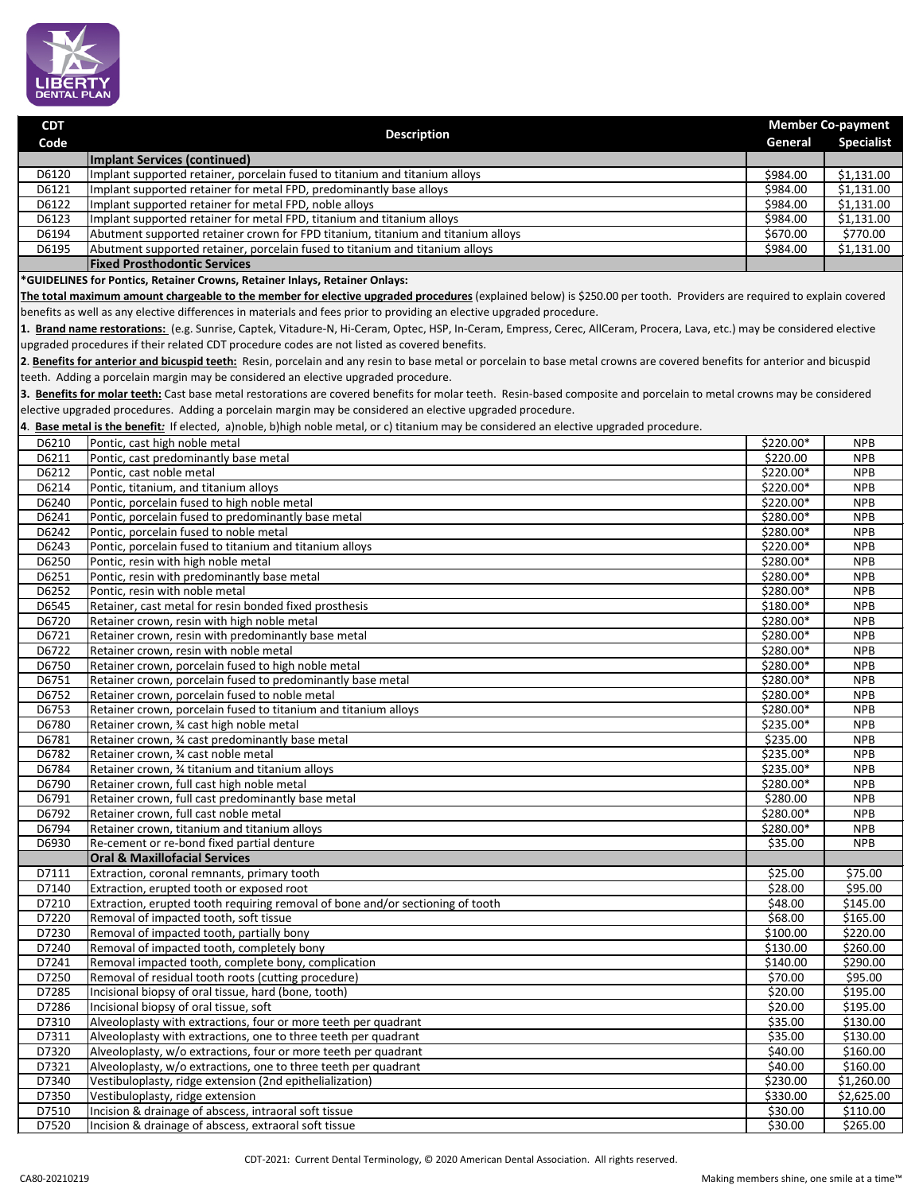| CDT Code | Description | Member Co-payment General | Member Co-payment Specialist |
|---|---|---|---|
| | **Implant Services (continued)** | | |
| D6120 | Implant supported retainer, porcelain fused to titanium and titanium alloys | $984.00 | $1,131.00 |
| D6121 | Implant supported retainer for metal FPD, predominantly base alloys | $984.00 | $1,131.00 |
| D6122 | Implant supported retainer for metal FPD, noble alloys | $984.00 | $1,131.00 |
| D6123 | Implant supported retainer for metal FPD, titanium and titanium alloys | $984.00 | $1,131.00 |
| D6194 | Abutment supported retainer crown for FPD titanium, titanium and titanium alloys | $670.00 | $770.00 |
| D6195 | Abutment supported retainer, porcelain fused to titanium and titanium alloys | $984.00 | $1,131.00 |
| | **Fixed Prosthodontic Services** | | |

**\*GUIDELINES for Pontics, Retainer Crowns, Retainer Inlays, Retainer Onlays:**

**The total maximum amount chargeable to the member for elective upgraded procedures** (explained below) is $250.00 per tooth. Providers are required to explain covered benefits as well as any elective differences in materials and fees prior to providing an elective upgraded procedure.

**1. Brand name restorations:** (e.g. Sunrise, Captek, Vitadure-N, Hi-Ceram, Optec, HSP, In-Ceram, Empress, Cerec, AllCeram, Procera, Lava, etc.) may be considered elective upgraded procedures if their related CDT procedure codes are not listed as covered benefits.

**2. Benefits for anterior and bicuspid teeth:** Resin, porcelain and any resin to base metal or porcelain to base metal crowns are covered benefits for anterior and bicuspid teeth. Adding a porcelain margin may be considered an elective upgraded procedure.

**3. Benefits for molar teeth:** Cast base metal restorations are covered benefits for molar teeth. Resin-based composite and porcelain to metal crowns may be considered elective upgraded procedures. Adding a porcelain margin may be considered an elective upgraded procedure.

**4. Base metal is the benefit:** If elected, a)noble, b)high noble metal, or c) titanium may be considered an elective upgraded procedure.

| CDT Code | Description | Member Co-payment General | Member Co-payment Specialist |
|---|---|---|---|
| D6210 | Pontic, cast high noble metal | $220.00* | NPB |
| D6211 | Pontic, cast predominantly base metal | $220.00 | NPB |
| D6212 | Pontic, cast noble metal | $220.00* | NPB |
| D6214 | Pontic, titanium, and titanium alloys | $220.00* | NPB |
| D6240 | Pontic, porcelain fused to high noble metal | $220.00* | NPB |
| D6241 | Pontic, porcelain fused to predominantly base metal | $280.00* | NPB |
| D6242 | Pontic, porcelain fused to noble metal | $280.00* | NPB |
| D6243 | Pontic, porcelain fused to titanium and titanium alloys | $220.00* | NPB |
| D6250 | Pontic, resin with high noble metal | $280.00* | NPB |
| D6251 | Pontic, resin with predominantly base metal | $280.00* | NPB |
| D6252 | Pontic, resin with noble metal | $280.00* | NPB |
| D6545 | Retainer, cast metal for resin bonded fixed prosthesis | $180.00* | NPB |
| D6720 | Retainer crown, resin with high noble metal | $280.00* | NPB |
| D6721 | Retainer crown, resin with predominantly base metal | $280.00* | NPB |
| D6722 | Retainer crown, resin with noble metal | $280.00* | NPB |
| D6750 | Retainer crown, porcelain fused to high noble metal | $280.00* | NPB |
| D6751 | Retainer crown, porcelain fused to predominantly base metal | $280.00* | NPB |
| D6752 | Retainer crown, porcelain fused to noble metal | $280.00* | NPB |
| D6753 | Retainer crown, porcelain fused to titanium and titanium alloys | $280.00* | NPB |
| D6780 | Retainer crown, ¾ cast high noble metal | $235.00* | NPB |
| D6781 | Retainer crown, ¾ cast predominantly base metal | $235.00 | NPB |
| D6782 | Retainer crown, ¾ cast noble metal | $235.00* | NPB |
| D6784 | Retainer crown, ¾ titanium and titanium alloys | $235.00* | NPB |
| D6790 | Retainer crown, full cast high noble metal | $280.00* | NPB |
| D6791 | Retainer crown, full cast predominantly base metal | $280.00 | NPB |
| D6792 | Retainer crown, full cast noble metal | $280.00* | NPB |
| D6794 | Retainer crown, titanium and titanium alloys | $280.00* | NPB |
| D6930 | Re-cement or re-bond fixed partial denture | $35.00 | NPB |
| | **Oral & Maxillofacial Services** | | |
| D7111 | Extraction, coronal remnants, primary tooth | $25.00 | $75.00 |
| D7140 | Extraction, erupted tooth or exposed root | $28.00 | $95.00 |
| D7210 | Extraction, erupted tooth requiring removal of bone and/or sectioning of tooth | $48.00 | $145.00 |
| D7220 | Removal of impacted tooth, soft tissue | $68.00 | $165.00 |
| D7230 | Removal of impacted tooth, partially bony | $100.00 | $220.00 |
| D7240 | Removal of impacted tooth, completely bony | $130.00 | $260.00 |
| D7241 | Removal impacted tooth, complete bony, complication | $140.00 | $290.00 |
| D7250 | Removal of residual tooth roots (cutting procedure) | $70.00 | $95.00 |
| D7285 | Incisional biopsy of oral tissue, hard (bone, tooth) | $20.00 | $195.00 |
| D7286 | Incisional biopsy of oral tissue, soft | $20.00 | $195.00 |
| D7310 | Alveoloplasty with extractions, four or more teeth per quadrant | $35.00 | $130.00 |
| D7311 | Alveoloplasty with extractions, one to three teeth per quadrant | $35.00 | $130.00 |
| D7320 | Alveoloplasty, w/o extractions, four or more teeth per quadrant | $40.00 | $160.00 |
| D7321 | Alveoloplasty, w/o extractions, one to three teeth per quadrant | $40.00 | $160.00 |
| D7340 | Vestibuloplasty, ridge extension (2nd epithelialization) | $230.00 | $1,260.00 |
| D7350 | Vestibuloplasty, ridge extension | $330.00 | $2,625.00 |
| D7510 | Incision & drainage of abscess, intraoral soft tissue | $30.00 | $110.00 |
| D7520 | Incision & drainage of abscess, extraoral soft tissue | $30.00 | $265.00 |

CDT-2021: Current Dental Terminology, © 2020 American Dental Association. All rights reserved.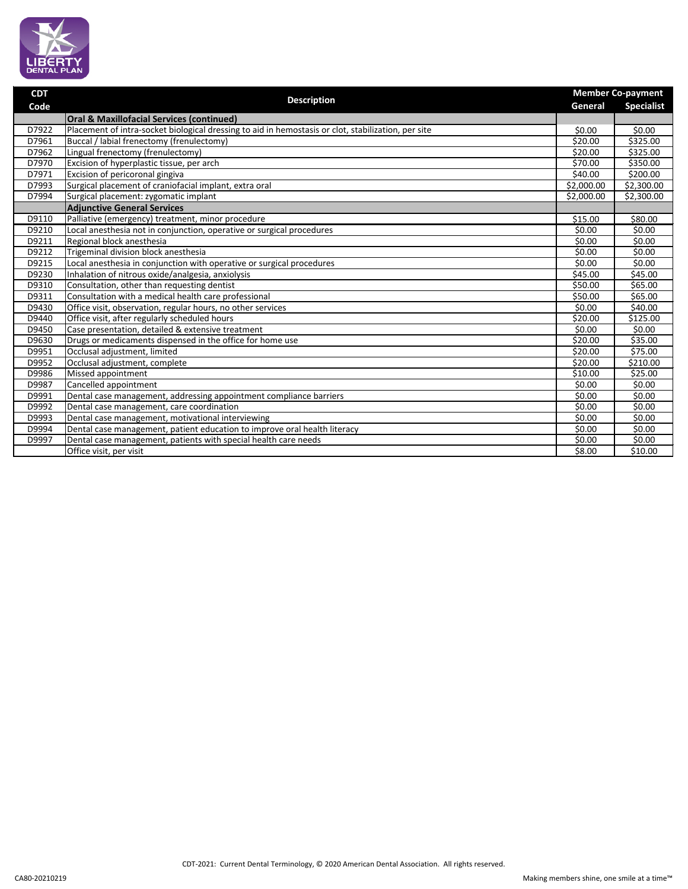| CDT Code | Description | Member Co-payment | |
|---|---|---|---|
| | | General | Specialist |
| | **Oral & Maxillofacial Services (continued)** | | |
| D7922 | Placement of intra-socket biological dressing to aid in hemostasis or clot, stabilization, per site | $0.00 | $0.00 |
| D7961 | Buccal / labial frenectomy (frenulectomy) | $20.00 | $325.00 |
| D7962 | Lingual frenectomy (frenulectomy) | $20.00 | $325.00 |
| D7970 | Excision of hyperplastic tissue, per arch | $70.00 | $350.00 |
| D7971 | Excision of pericoronal gingiva | $40.00 | $200.00 |
| D7993 | Surgical placement of craniofacial implant, extra oral | $2,000.00 | $2,300.00 |
| D7994 | Surgical placement: zygomatic implant | $2,000.00 | $2,300.00 |
| | **Adjunctive General Services** | | |
| D9110 | Palliative (emergency) treatment, minor procedure | $15.00 | $80.00 |
| D9210 | Local anesthesia not in conjunction, operative or surgical procedures | $0.00 | $0.00 |
| D9211 | Regional block anesthesia | $0.00 | $0.00 |
| D9212 | Trigeminal division block anesthesia | $0.00 | $0.00 |
| D9215 | Local anesthesia in conjunction with operative or surgical procedures | $0.00 | $0.00 |
| D9230 | Inhalation of nitrous oxide/analgesia, anxiolysis | $45.00 | $45.00 |
| D9310 | Consultation, other than requesting dentist | $50.00 | $65.00 |
| D9311 | Consultation with a medical health care professional | $50.00 | $65.00 |
| D9430 | Office visit, observation, regular hours, no other services | $0.00 | $40.00 |
| D9440 | Office visit, after regularly scheduled hours | $20.00 | $125.00 |
| D9450 | Case presentation, detailed & extensive treatment | $0.00 | $0.00 |
| D9630 | Drugs or medicaments dispensed in the office for home use | $20.00 | $35.00 |
| D9951 | Occlusal adjustment, limited | $20.00 | $75.00 |
| D9952 | Occlusal adjustment, complete | $20.00 | $210.00 |
| D9986 | Missed appointment | $10.00 | $25.00 |
| D9987 | Cancelled appointment | $0.00 | $0.00 |
| D9991 | Dental case management, addressing appointment compliance barriers | $0.00 | $0.00 |
| D9992 | Dental case management, care coordination | $0.00 | $0.00 |
| D9993 | Dental case management, motivational interviewing | $0.00 | $0.00 |
| D9994 | Dental case management, patient education to improve oral health literacy | $0.00 | $0.00 |
| D9997 | Dental case management, patients with special health care needs | $0.00 | $0.00 |
| | Office visit, per visit | $8.00 | $10.00 |

CDT-2021: Current Dental Terminology, © 2020 American Dental Association. All rights reserved.

CA80-20210219

Making members shine, one smile at a time™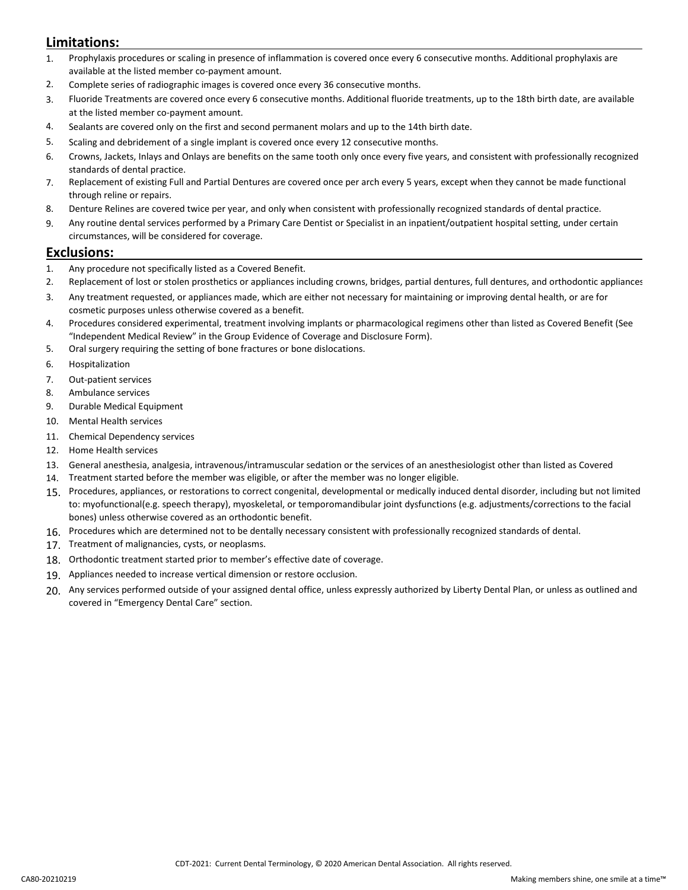## Limitations:

1. Prophylaxis procedures or scaling in presence of inflammation is covered once every 6 consecutive months. Additional prophylaxis are available at the listed member co-payment amount.
2. Complete series of radiographic images is covered once every 36 consecutive months.
3. Fluoride Treatments are covered once every 6 consecutive months. Additional fluoride treatments, up to the 18th birth date, are available at the listed member co-payment amount.
4. Sealants are covered only on the first and second permanent molars and up to the 14th birth date.
5. Scaling and debridement of a single implant is covered once every 12 consecutive months.
6. Crowns, Jackets, Inlays and Onlays are benefits on the same tooth only once every five years, and consistent with professionally recognized standards of dental practice.
7. Replacement of existing Full and Partial Dentures are covered once per arch every 5 years, except when they cannot be made functional through reline or repairs.
8. Denture Relines are covered twice per year, and only when consistent with professionally recognized standards of dental practice.
9. Any routine dental services performed by a Primary Care Dentist or Specialist in an inpatient/outpatient hospital setting, under certain circumstances, will be considered for coverage.

## Exclusions:

1. Any procedure not specifically listed as a Covered Benefit.
2. Replacement of lost or stolen prosthetics or appliances including crowns, bridges, partial dentures, full dentures, and orthodontic appliances
3. Any treatment requested, or appliances made, which are either not necessary for maintaining or improving dental health, or are for cosmetic purposes unless otherwise covered as a benefit.
4. Procedures considered experimental, treatment involving implants or pharmacological regimens other than listed as Covered Benefit (See "Independent Medical Review" in the Group Evidence of Coverage and Disclosure Form).
5. Oral surgery requiring the setting of bone fractures or bone dislocations.
6. Hospitalization
7. Out-patient services
8. Ambulance services
9. Durable Medical Equipment
10. Mental Health services
11. Chemical Dependency services
12. Home Health services
13. General anesthesia, analgesia, intravenous/intramuscular sedation or the services of an anesthesiologist other than listed as Covered
14. Treatment started before the member was eligible, or after the member was no longer eligible.
15. Procedures, appliances, or restorations to correct congenital, developmental or medically induced dental disorder, including but not limited to: myofunctional(e.g. speech therapy), myoskeletal, or temporomandibular joint dysfunctions (e.g. adjustments/corrections to the facial bones) unless otherwise covered as an orthodontic benefit.
16. Procedures which are determined not to be dentally necessary consistent with professionally recognized standards of dental.
17. Treatment of malignancies, cysts, or neoplasms.
18. Orthodontic treatment started prior to member's effective date of coverage.
19. Appliances needed to increase vertical dimension or restore occlusion.
20. Any services performed outside of your assigned dental office, unless expressly authorized by Liberty Dental Plan, or unless as outlined and covered in "Emergency Dental Care" section.

CDT-2021: Current Dental Terminology, © 2020 American Dental Association. All rights reserved.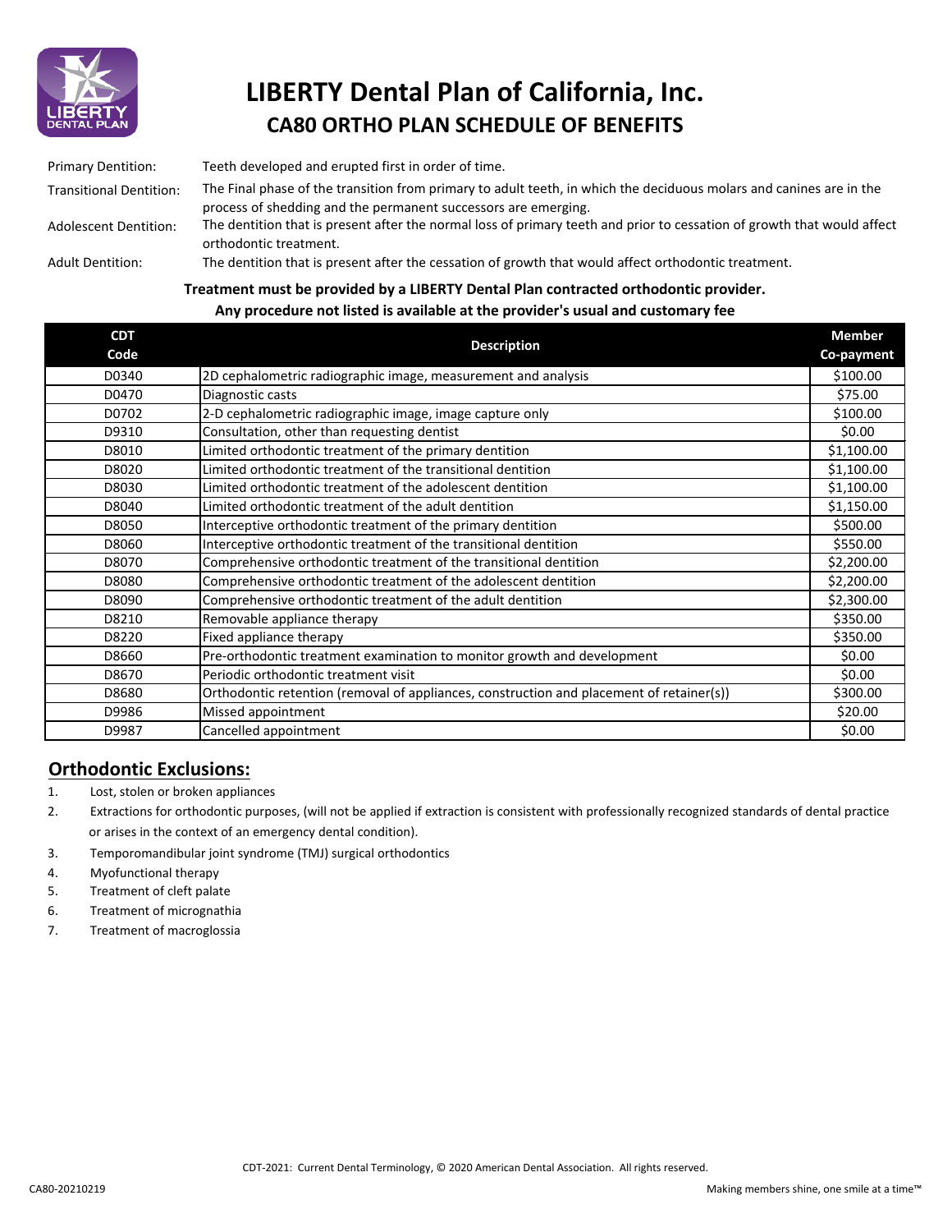# LIBERTY Dental Plan of California, Inc.

## CA80 ORTHO PLAN SCHEDULE OF BENEFITS

| | |
|---|---|
| Primary Dentition: | Teeth developed and erupted first in order of time. |
| Transitional Dentition: | The Final phase of the transition from primary to adult teeth, in which the deciduous molars and canines are in the process of shedding and the permanent successors are emerging. |
| Adolescent Dentition: | The dentition that is present after the normal loss of primary teeth and prior to cessation of growth that would affect orthodontic treatment. |
| Adult Dentition: | The dentition that is present after the cessation of growth that would affect orthodontic treatment. |

**Treatment must be provided by a LIBERTY Dental Plan contracted orthodontic provider.**

**Any procedure not listed is available at the provider's usual and customary fee**

| CDT Code | Description | Member Co-payment |
|---|---|---|
| D0340 | 2D cephalometric radiographic image, measurement and analysis | $100.00 |
| D0470 | Diagnostic casts | $75.00 |
| D0702 | 2-D cephalometric radiographic image, image capture only | $100.00 |
| D9310 | Consultation, other than requesting dentist | $0.00 |
| D8010 | Limited orthodontic treatment of the primary dentition | $1,100.00 |
| D8020 | Limited orthodontic treatment of the transitional dentition | $1,100.00 |
| D8030 | Limited orthodontic treatment of the adolescent dentition | $1,100.00 |
| D8040 | Limited orthodontic treatment of the adult dentition | $1,150.00 |
| D8050 | Interceptive orthodontic treatment of the primary dentition | $500.00 |
| D8060 | Interceptive orthodontic treatment of the transitional dentition | $550.00 |
| D8070 | Comprehensive orthodontic treatment of the transitional dentition | $2,200.00 |
| D8080 | Comprehensive orthodontic treatment of the adolescent dentition | $2,200.00 |
| D8090 | Comprehensive orthodontic treatment of the adult dentition | $2,300.00 |
| D8210 | Removable appliance therapy | $350.00 |
| D8220 | Fixed appliance therapy | $350.00 |
| D8660 | Pre-orthodontic treatment examination to monitor growth and development | $0.00 |
| D8670 | Periodic orthodontic treatment visit | $0.00 |
| D8680 | Orthodontic retention (removal of appliances, construction and placement of retainer(s)) | $300.00 |
| D9986 | Missed appointment | $20.00 |
| D9987 | Cancelled appointment | $0.00 |

## Orthodontic Exclusions:

1. Lost, stolen or broken appliances
2. Extractions for orthodontic purposes, (will not be applied if extraction is consistent with professionally recognized standards of dental practice or arises in the context of an emergency dental condition).
3. Temporomandibular joint syndrome (TMJ) surgical orthodontics
4. Myofunctional therapy
5. Treatment of cleft palate
6. Treatment of micrognathia
7. Treatment of macroglossia

CDT-2021: Current Dental Terminology, © 2020 American Dental Association. All rights reserved.

CA80-20210219

Making members shine, one smile at a time™